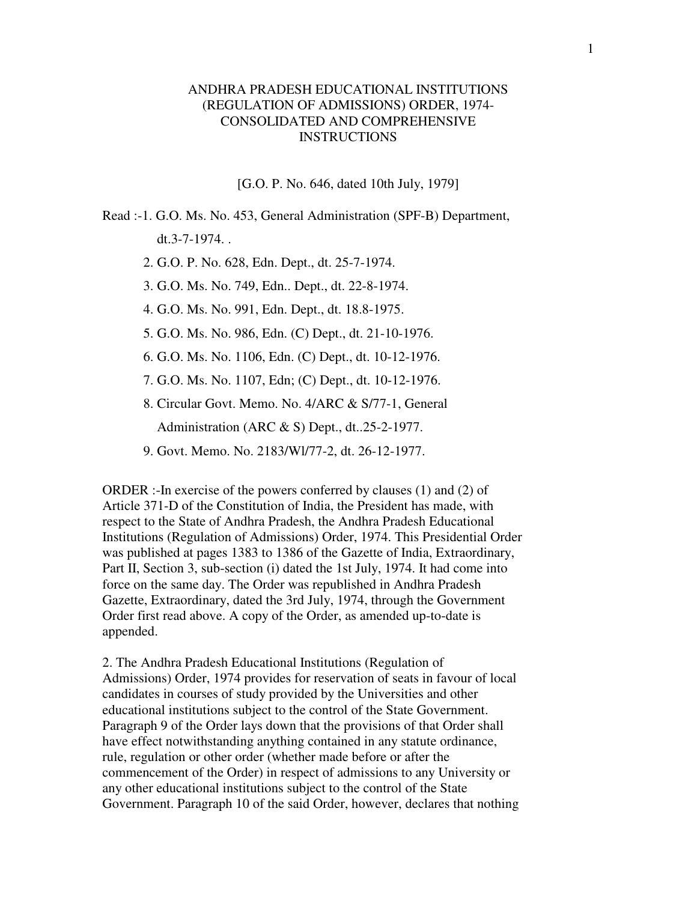# ANDHRA PRADESH EDUCATIONAL INSTITUTIONS (REGULATION OF ADMISSIONS) ORDER, 1974-CONSOLIDATED AND COMPREHENSIVE INSTRUCTIONS

[G.O. P. No. 646, dated 10th July, 1979]

Read :-1. G.O. Ms. No. 453, General Administration (SPF-B) Department, dt.3-7-1974. .

2. G.O. P. No. 628, Edn. Dept., dt. 25-7-1974.

3. G.O. Ms. No. 749, Edn.. Dept., dt. 22-8-1974.

4. G.O. Ms. No. 991, Edn. Dept., dt. 18.8-1975.

5. G.O. Ms. No. 986, Edn. (C) Dept., dt. 21-10-1976.

6. G.O. Ms. No. 1106, Edn. (C) Dept., dt. 10-12-1976.

7. G.O. Ms. No. 1107, Edn; (C) Dept., dt. 10-12-1976.

8. Circular Govt. Memo. No. 4/ARC & S/77-1, General Administration (ARC & S) Dept., dt..25-2-1977.

9. Govt. Memo. No. 2183/Wl/77-2, dt. 26-12-1977.

ORDER :-In exercise of the powers conferred by clauses (1) and (2) of Article 371-D of the Constitution of India, the President has made, with respect to the State of Andhra Pradesh, the Andhra Pradesh Educational Institutions (Regulation of Admissions) Order, 1974. This Presidential Order was published at pages 1383 to 1386 of the Gazette of India, Extraordinary, Part II, Section 3, sub-section (i) dated the 1st July, 1974. It had come into force on the same day. The Order was republished in Andhra Pradesh Gazette, Extraordinary, dated the 3rd July, 1974, through the Government Order first read above. A copy of the Order, as amended up-to-date is appended.

2. The Andhra Pradesh Educational Institutions (Regulation of Admissions) Order, 1974 provides for reservation of seats in favour of local candidates in courses of study provided by the Universities and other educational institutions subject to the control of the State Government. Paragraph 9 of the Order lay down that the provisions of that Order shall have effect notwithstanding anything contained in any statute ordinance, rule, regulation or other order (whether made before or after the commencement of the Order) in respect of admissions to any University or any other educational institutions subject to the control of the State Government. Paragraph 10 of the said Order, however, declares that nothing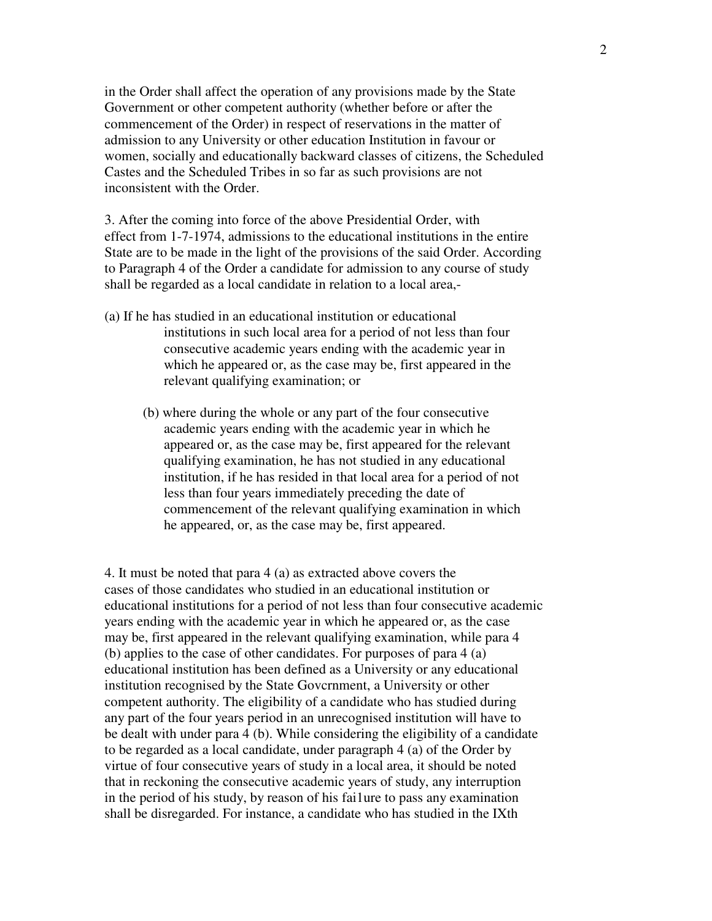in the Order shall affect the operation of any provisions made by the State Government or other competent authority (whether before or after the commencement of the Order) in respect of reservations in the matter of admission to any University or other education Institution in favour or women, socially and educationally backward classes of citizens, the Scheduled Castes and the Scheduled Tribes in so far as such provisions are not inconsistent with the Order.

3. After the coming into force of the above Presidential Order, with effect from 1-7-1974, admissions to the educational institutions in the entire State are to be made in the light of the provisions of the said Order. According to Paragraph 4 of the Order a candidate for admission to any course of study shall be regarded as a local candidate in relation to a local area,-

(a) If he has studied in an educational institution or educational institutions in such local area for a period of not less than four consecutive academic years ending with the academic year in which he appeared or, as the case may be, first appeared in the relevant qualifying examination; or

(b) where during the whole or any part of the four consecutive academic years ending with the academic year in which he appeared or, as the case may be, first appeared for the relevant qualifying examination, he has not studied in any educational institution, if he has resided in that local area for a period of not less than four years immediately preceding the date of commencement of the relevant qualifying examination in which he appeared, or, as the case may be, first appeared.

4. It must be noted that para 4 (a) as extracted above covers the cases of those candidates who studied in an educational institution or educational institutions for a period of not less than four consecutive academic years ending with the academic year in which he appeared or, as the case may be, first appeared in the relevant qualifying examination, while para 4 (b) applies to the case of other candidates. For purposes of para 4 (a) educational institution has been defined as a University or any educational institution recognised by the State Govcrnment, a University or other competent authority. The eligibility of a candidate who has studied during any part of the four years period in an unrecognised institution will have to be dealt with under para 4 (b). While considering the eligibility of a candidate to be regarded as a local candidate, under paragraph 4 (a) of the Order by virtue of four consecutive years of study in a local area, it should be noted that in reckoning the consecutive academic years of study, any interruption in the period of his study, by reason of his fai1ure to pass any examination shall be disregarded. For instance, a candidate who has studied in the IXth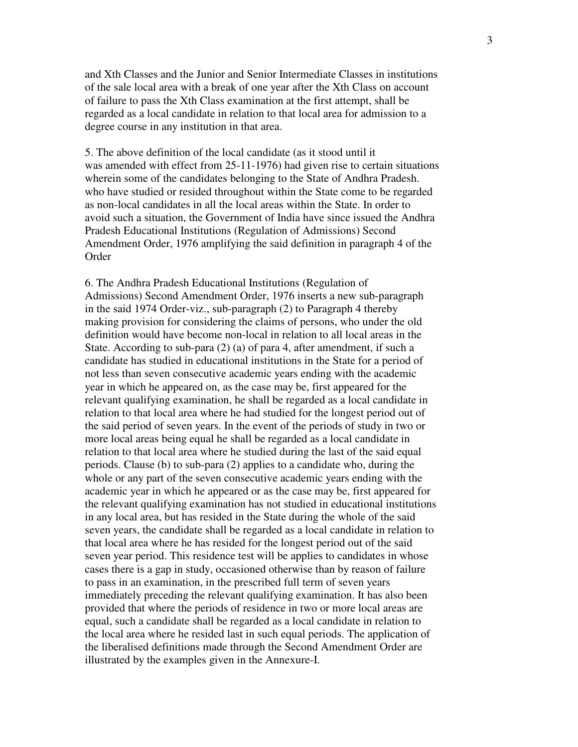and Xth Classes and the Junior and Senior Intermediate Classes in institutions of the sale local area with a break of one year after the Xth Class on account of failure to pass the Xth Class examination at the first attempt, shall be regarded as a local candidate in relation to that local area for admission to a degree course in any institution in that area.

5. The above definition of the local candidate (as it stood until it was amended with effect from 25-11-1976) had given rise to certain situations wherein some of the candidates belonging to the State of Andhra Pradesh. who have studied or resided throughout within the State come to be regarded as non-local candidates in all the local areas within the State. In order to avoid such a situation, the Government of India have since issued the Andhra Pradesh Educational Institutions (Regulation of Admissions) Second Amendment Order, 1976 amplifying the said definition in paragraph 4 of the Order

6. The Andhra Pradesh Educational Institutions (Regulation of Admissions) Second Amendment Order, 1976 inserts a new sub-paragraph in the said 1974 Order-viz., sub-paragraph (2) to Paragraph 4 thereby making provision for considering the claims of persons, who under the old definition would have become non-local in relation to all local areas in the State. According to sub-para (2) (a) of para 4, after amendment, if such a candidate has studied in educational institutions in the State for a period of not less than seven consecutive academic years ending with the academic year in which he appeared on, as the case may be, first appeared for the relevant qualifying examination, he shall be regarded as a local candidate in relation to that local area where he had studied for the longest period out of the said period of seven years. In the event of the periods of study in two or more local areas being equal he shall be regarded as a local candidate in relation to that local area where he studied during the last of the said equal periods. Clause (b) to sub-para (2) applies to a candidate who, during the whole or any part of the seven consecutive academic years ending with the academic year in which he appeared or as the case may be, first appeared for the relevant qualifying examination has not studied in educational institutions in any local area, but has resided in the State during the whole of the said seven years, the candidate shall be regarded as a local candidate in relation to that local area where he has resided for the longest period out of the said seven year period. This residence test will be applies to candidates in whose cases there is a gap in study, occasioned otherwise than by reason of failure to pass in an examination, in the prescribed full term of seven years immediately preceding the relevant qualifying examination. It has also been provided that where the periods of residence in two or more local areas are equal, such a candidate shall be regarded as a local candidate in relation to the local area where he resided last in such equal periods. The application of the liberalised definitions made through the Second Amendment Order are illustrated by the examples given in the Annexure-I.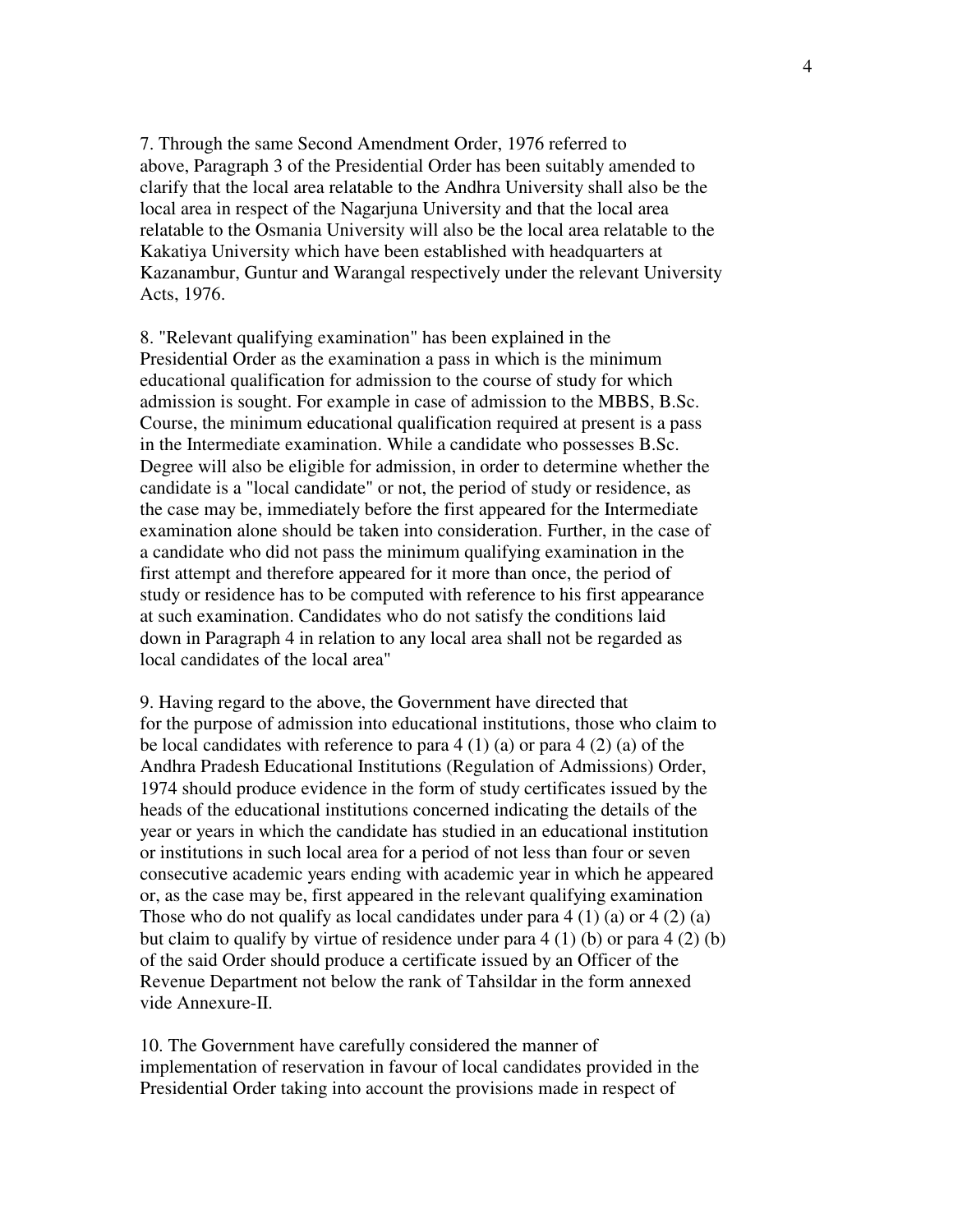7. Through the same Second Amendment Order, 1976 referred to above, Paragraph 3 of the Presidential Order has been suitably amended to clarify that the local area relatable to the Andhra University shall also be the local area in respect of the Nagarjuna University and that the local area relatable to the Osmania University will also be the local area relatable to the Kakatiya University which have been established with headquarters at Kazanambur, Guntur and Warangal respectively under the relevant University Acts, 1976.

8. "Relevant qualifying examination" has been explained in the Presidential Order as the examination a pass in which is the minimum educational qualification for admission to the course of study for which admission is sought. For example in case of admission to the MBBS, B.Sc. Course, the minimum educational qualification required at present is a pass in the Intermediate examination. While a candidate who possesses B.Sc. Degree will also be eligible for admission, in order to determine whether the candidate is a "local candidate" or not, the period of study or residence, as the case may be, immediately before the first appeared for the Intermediate examination alone should be taken into consideration. Further, in the case of a candidate who did not pass the minimum qualifying examination in the first attempt and therefore appeared for it more than once, the period of study or residence has to be computed with reference to his first appearance at such examination. Candidates who do not satisfy the conditions laid down in Paragraph 4 in relation to any local area shall not be regarded as local candidates of the local area"

9. Having regard to the above, the Government have directed that for the purpose of admission into educational institutions, those who claim to be local candidates with reference to para 4 (1) (a) or para 4 (2) (a) of the Andhra Pradesh Educational Institutions (Regulation of Admissions) Order, 1974 should produce evidence in the form of study certificates issued by the heads of the educational institutions concerned indicating the details of the year or years in which the candidate has studied in an educational institution or institutions in such local area for a period of not less than four or seven consecutive academic years ending with academic year in which he appeared or, as the case may be, first appeared in the relevant qualifying examination Those who do not qualify as local candidates under para 4 (1) (a) or 4 (2) (a) but claim to qualify by virtue of residence under para 4 (1) (b) or para 4 (2) (b) of the said Order should produce a certificate issued by an Officer of the Revenue Department not below the rank of Tahsildar in the form annexed vide Annexure-II.

10. The Government have carefully considered the manner of implementation of reservation in favour of local candidates provided in the Presidential Order taking into account the provisions made in respect of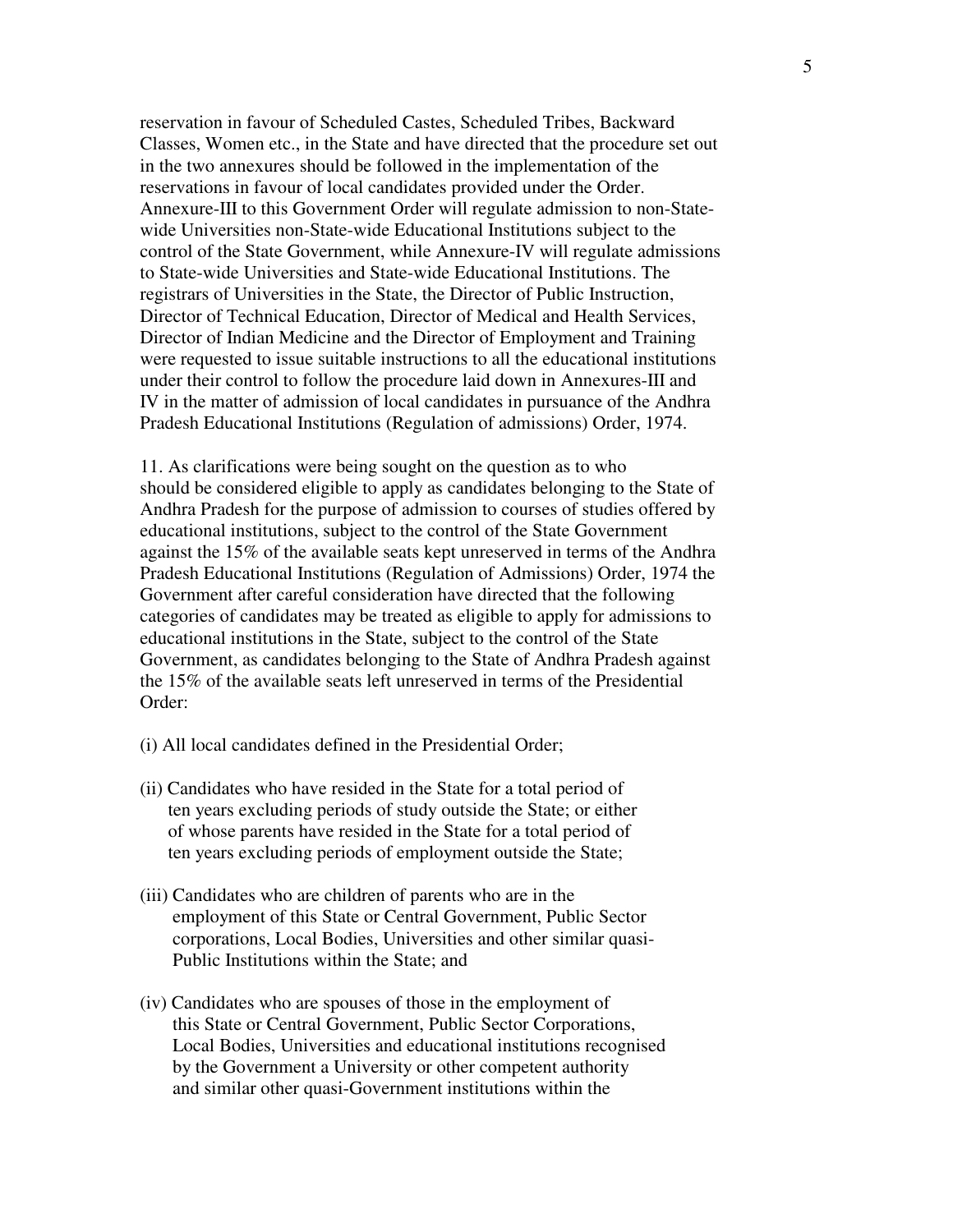reservation in favour of Scheduled Castes, Scheduled Tribes, Backward Classes, Women etc., in the State and have directed that the procedure set out in the two annexures should be followed in the implementation of the reservations in favour of local candidates provided under the Order. Annexure-III to this Government Order will regulate admission to non-State-wide Universities non-State-wide Educational Institutions subject to the control of the State Government, while Annexure-IV will regulate admissions to State-wide Universities and State-wide Educational Institutions. The registrars of Universities in the State, the Director of Public Instruction, Director of Technical Education, Director of Medical and Health Services, Director of Indian Medicine and the Director of Employment and Training were requested to issue suitable instructions to all the educational institutions under their control to follow the procedure laid down in Annexures-III and IV in the matter of admission of local candidates in pursuance of the Andhra Pradesh Educational Institutions (Regulation of admissions) Order, 1974.

11. As clarifications were being sought on the question as to who should be considered eligible to apply as candidates belonging to the State of Andhra Pradesh for the purpose of admission to courses of studies offered by educational institutions, subject to the control of the State Government against the 15% of the available seats kept unreserved in terms of the Andhra Pradesh Educational Institutions (Regulation of Admissions) Order, 1974 the Government after careful consideration have directed that the following categories of candidates may be treated as eligible to apply for admissions to educational institutions in the State, subject to the control of the State Government, as candidates belonging to the State of Andhra Pradesh against the 15% of the available seats left unreserved in terms of the Presidential Order:

(i) All local candidates defined in the Presidential Order;

(ii) Candidates who have resided in the State for a total period of ten years excluding periods of study outside the State; or either of whose parents have resided in the State for a total period of ten years excluding periods of employment outside the State;

(iii) Candidates who are children of parents who are in the employment of this State or Central Government, Public Sector corporations, Local Bodies, Universities and other similar quasi-Public Institutions within the State; and

(iv) Candidates who are spouses of those in the employment of this State or Central Government, Public Sector Corporations, Local Bodies, Universities and educational institutions recognised by the Government a University or other competent authority and similar other quasi-Government institutions within the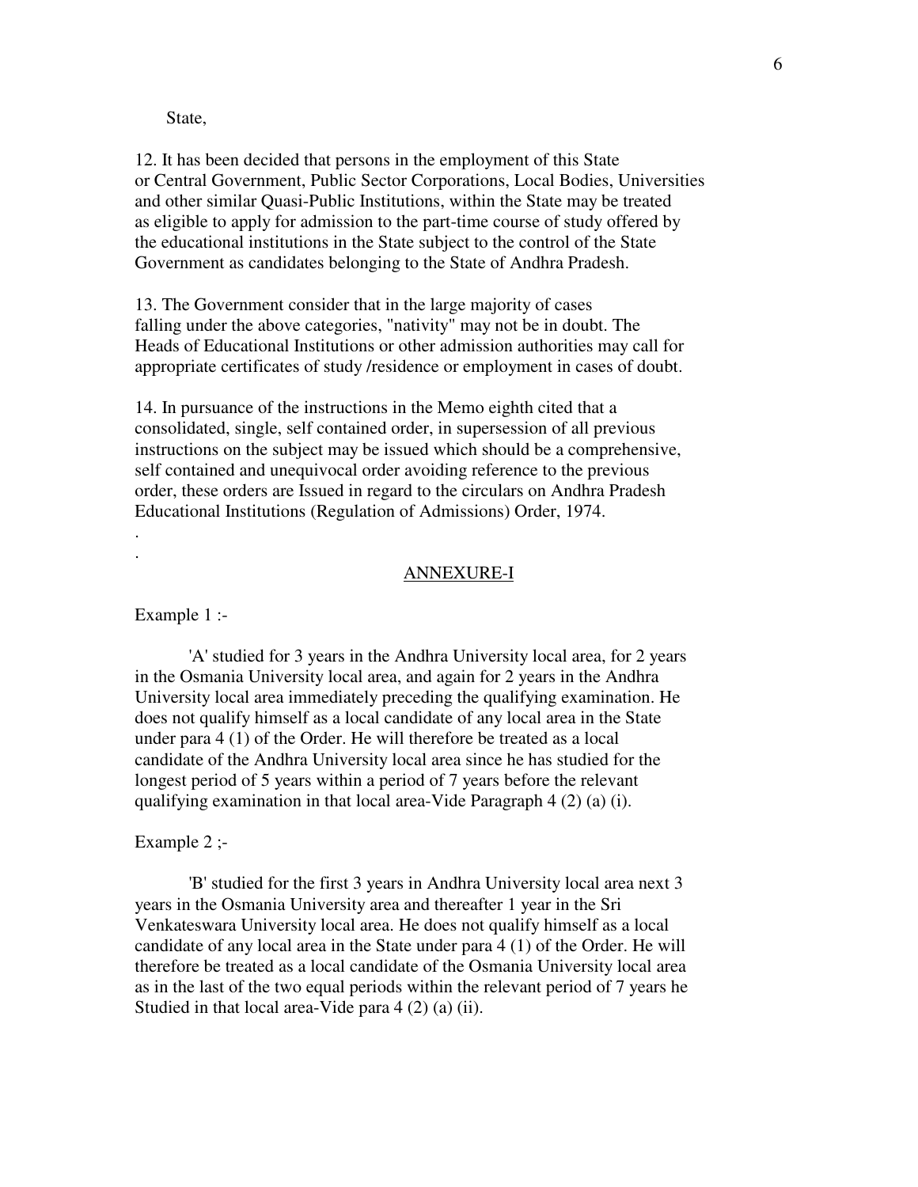State,

12. It has been decided that persons in the employment of this State or Central Government, Public Sector Corporations, Local Bodies, Universities and other similar Quasi-Public Institutions, within the State may be treated as eligible to apply for admission to the part-time course of study offered by the educational institutions in the State subject to the control of the State Government as candidates belonging to the State of Andhra Pradesh.

13. The Government consider that in the large majority of cases falling under the above categories, "nativity" may not be in doubt. The Heads of Educational Institutions or other admission authorities may call for appropriate certificates of study /residence or employment in cases of doubt.

14. In pursuance of the instructions in the Memo eighth cited that a consolidated, single, self contained order, in supersession of all previous instructions on the subject may be issued which should be a comprehensive, self contained and unequivocal order avoiding reference to the previous order, these orders are Issued in regard to the circulars on Andhra Pradesh Educational Institutions (Regulation of Admissions) Order, 1974.

.

.

## ANNEXURE-I

Example 1 :-

'A' studied for 3 years in the Andhra University local area, for 2 years in the Osmania University local area, and again for 2 years in the Andhra University local area immediately preceding the qualifying examination. He does not qualify himself as a local candidate of any local area in the State under para 4 (1) of the Order. He will therefore be treated as a local candidate of the Andhra University local area since he has studied for the longest period of 5 years within a period of 7 years before the relevant qualifying examination in that local area-Vide Paragraph 4 (2) (a) (i).

Example 2 ;-

'B' studied for the first 3 years in Andhra University local area next 3 years in the Osmania University area and thereafter 1 year in the Sri Venkateswara University local area. He does not qualify himself as a local candidate of any local area in the State under para 4 (1) of the Order. He will therefore be treated as a local candidate of the Osmania University local area as in the last of the two equal periods within the relevant period of 7 years he Studied in that local area-Vide para 4 (2) (a) (ii).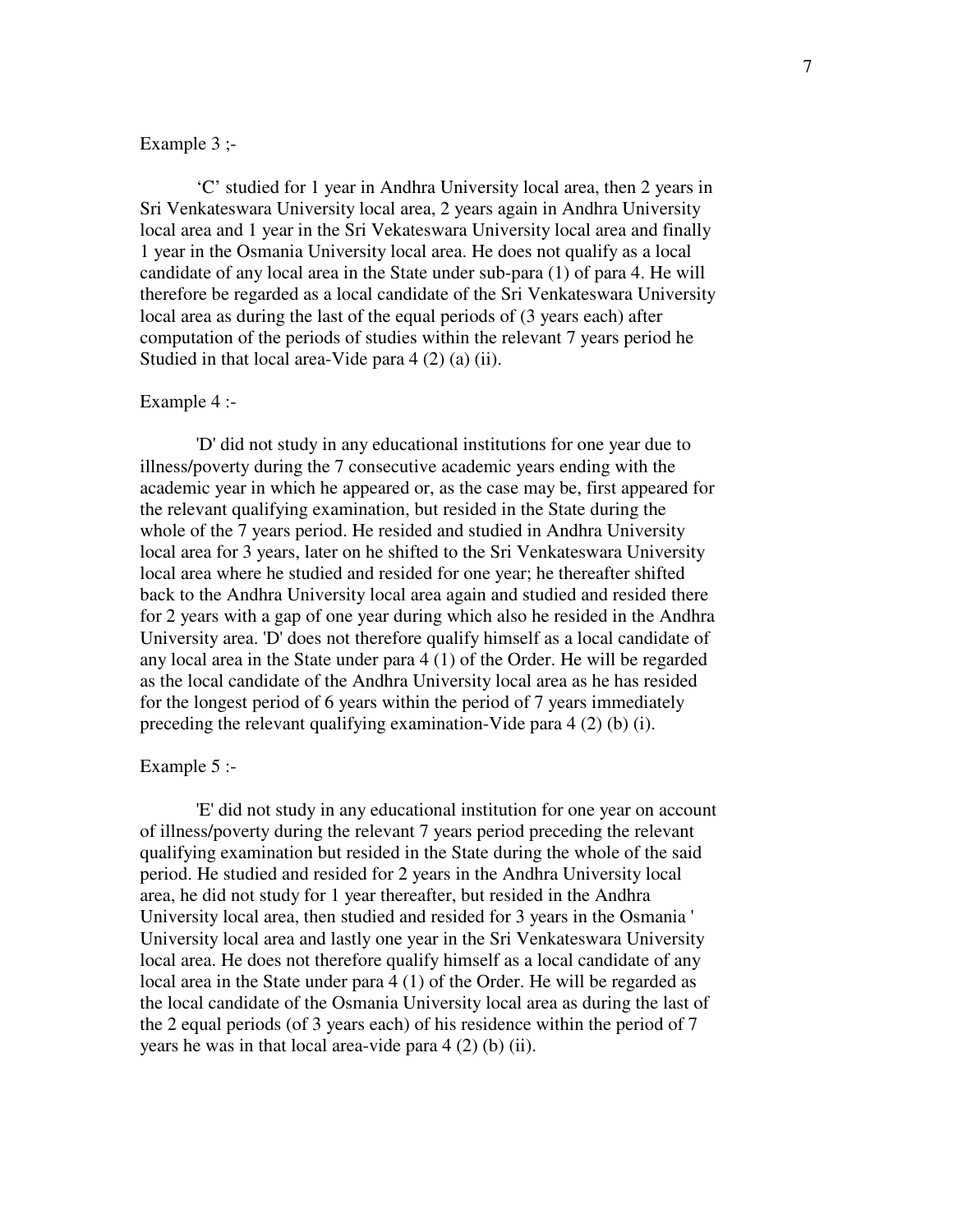Example 3 ;-

'C' studied for 1 year in Andhra University local area, then 2 years in Sri Venkateswara University local area, 2 years again in Andhra University local area and 1 year in the Sri Vekateswara University local area and finally 1 year in the Osmania University local area. He does not qualify as a local candidate of any local area in the State under sub-para (1) of para 4. He will therefore be regarded as a local candidate of the Sri Venkateswara University local area as during the last of the equal periods of (3 years each) after computation of the periods of studies within the relevant 7 years period he Studied in that local area-Vide para 4 (2) (a) (ii).

Example 4 :-

'D' did not study in any educational institutions for one year due to illness/poverty during the 7 consecutive academic years ending with the academic year in which he appeared or, as the case may be, first appeared for the relevant qualifying examination, but resided in the State during the whole of the 7 years period. He resided and studied in Andhra University local area for 3 years, later on he shifted to the Sri Venkateswara University local area where he studied and resided for one year; he thereafter shifted back to the Andhra University local area again and studied and resided there for 2 years with a gap of one year during which also he resided in the Andhra University area. 'D' does not therefore qualify himself as a local candidate of any local area in the State under para 4 (1) of the Order. He will be regarded as the local candidate of the Andhra University local area as he has resided for the longest period of 6 years within the period of 7 years immediately preceding the relevant qualifying examination-Vide para 4 (2) (b) (i).

Example 5 :-

'E' did not study in any educational institution for one year on account of illness/poverty during the relevant 7 years period preceding the relevant qualifying examination but resided in the State during the whole of the said period. He studied and resided for 2 years in the Andhra University local area, he did not study for 1 year thereafter, but resided in the Andhra University local area, then studied and resided for 3 years in the Osmania ' University local area and lastly one year in the Sri Venkateswara University local area. He does not therefore qualify himself as a local candidate of any local area in the State under para 4 (1) of the Order. He will be regarded as the local candidate of the Osmania University local area as during the last of the 2 equal periods (of 3 years each) of his residence within the period of 7 years he was in that local area-vide para 4 (2) (b) (ii).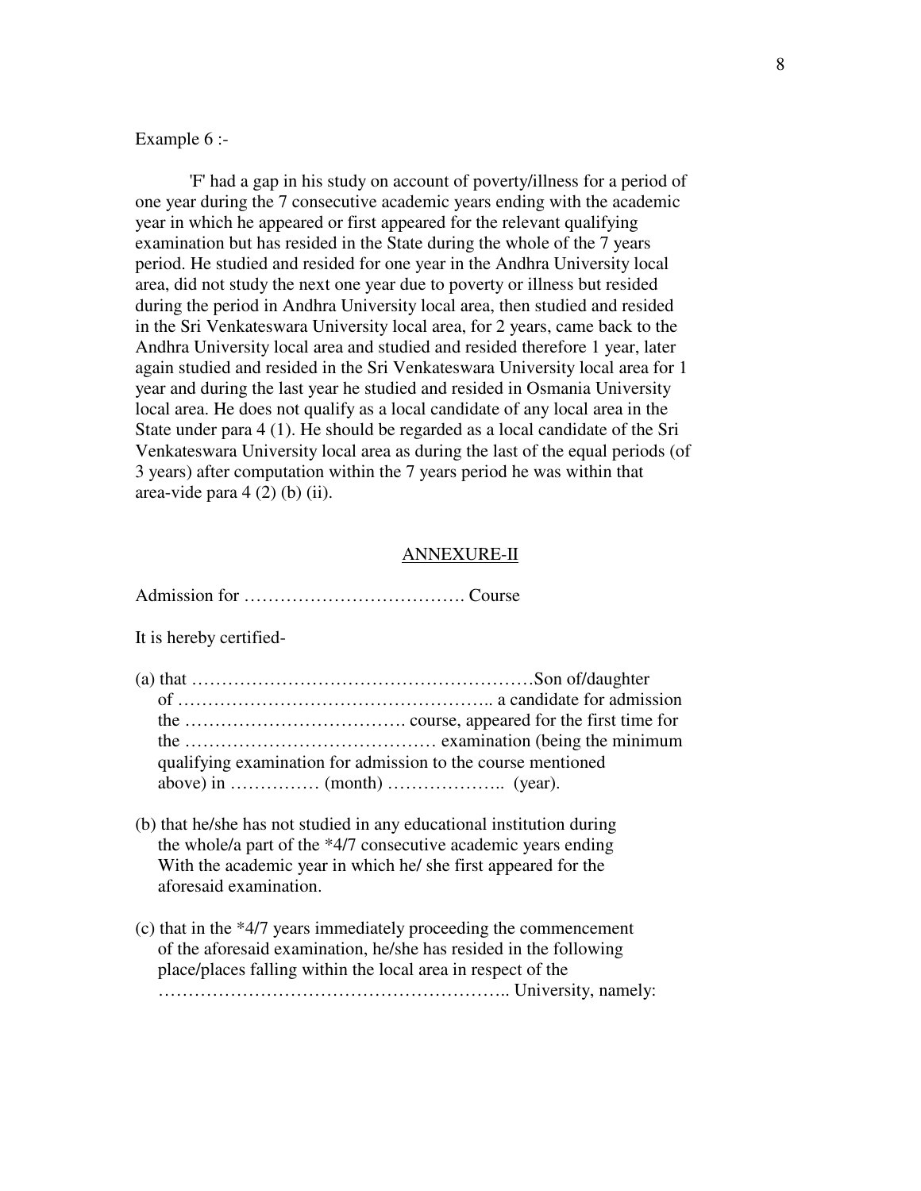Example 6 :-

'F' had a gap in his study on account of poverty/illness for a period of one year during the 7 consecutive academic years ending with the academic year in which he appeared or first appeared for the relevant qualifying examination but has resided in the State during the whole of the 7 years period. He studied and resided for one year in the Andhra University local area, did not study the next one year due to poverty or illness but resided during the period in Andhra University local area, then studied and resided in the Sri Venkateswara University local area, for 2 years, came back to the Andhra University local area and studied and resided therefore 1 year, later again studied and resided in the Sri Venkateswara University local area for 1 year and during the last year he studied and resided in Osmania University local area. He does not qualify as a local candidate of any local area in the State under para 4 (1). He should be regarded as a local candidate of the Sri Venkateswara University local area as during the last of the equal periods (of 3 years) after computation within the 7 years period he was within that area-vide para 4 (2) (b) (ii).

## ANNEXURE-II

Admission for ………………………………. Course

It is hereby certified-

(a) that …………………………………………………Son of/daughter of …………………………………………….. a candidate for admission the ………………………………. course, appeared for the first time for the …………………………………… examination (being the minimum qualifying examination for admission to the course mentioned above) in …………… (month) ……………….. (year).

(b) that he/she has not studied in any educational institution during the whole/a part of the *4/7 consecutive academic years ending With the academic year in which he/ she first appeared for the aforesaid examination.

(c) that in the *4/7 years immediately proceeding the commencement of the aforesaid examination, he/she has resided in the following place/places falling within the local area in respect of the ………………………………………………….. University, namely: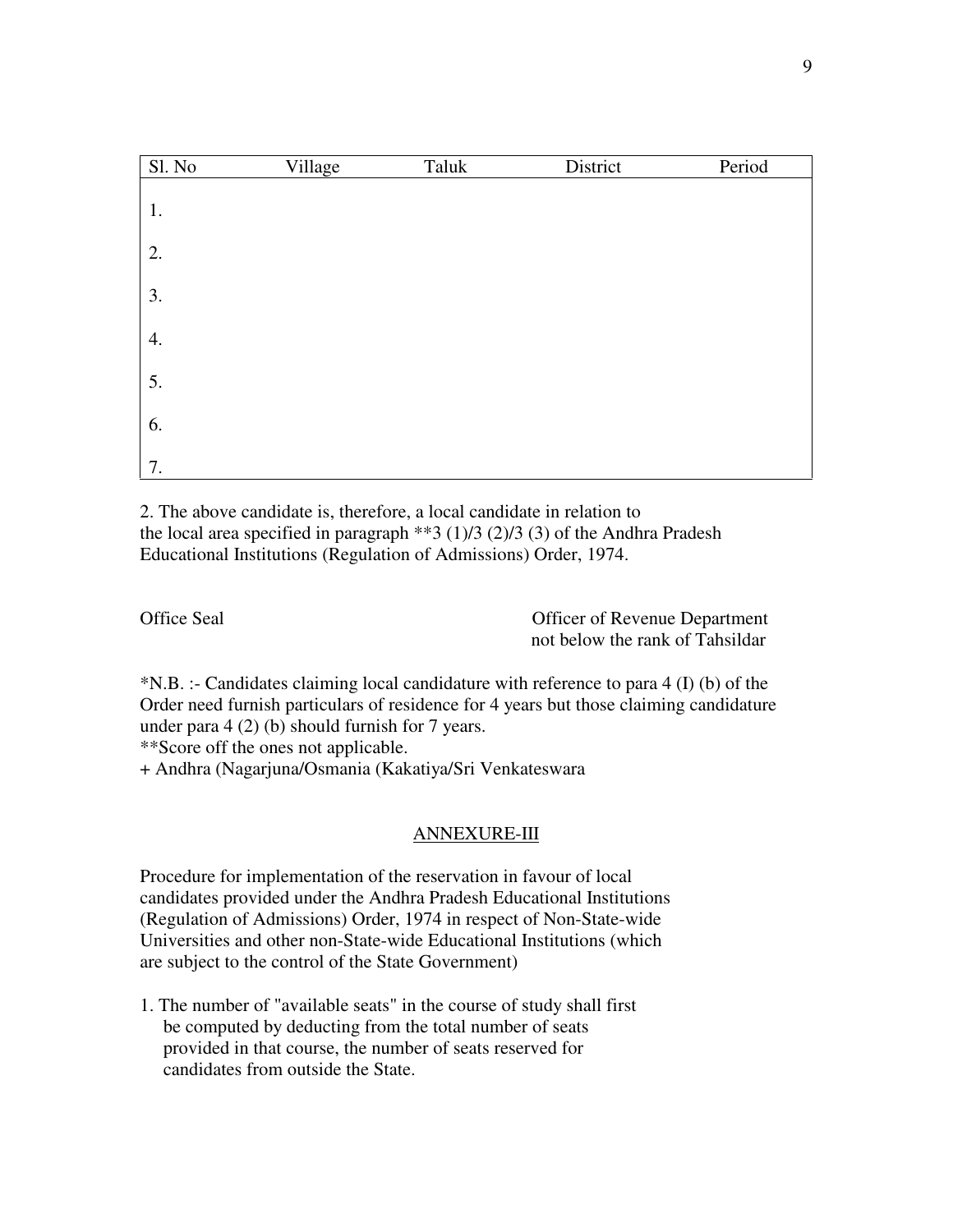| Sl. No | Village | Taluk | District | Period |
|---|---|---|---|---|
| 1. | | | | |
| 2. | | | | |
| 3. | | | | |
| 4. | | | | |
| 5. | | | | |
| 6. | | | | |
| 7. | | | | |

2. The above candidate is, therefore, a local candidate in relation to the local area specified in paragraph **3 (1)/3 (2)/3 (3) of the Andhra Pradesh Educational Institutions (Regulation of Admissions) Order, 1974.

Office Seal

Officer of Revenue Department
not below the rank of Tahsildar

*N.B. :- Candidates claiming local candidature with reference to para 4 (I) (b) of the Order need furnish particulars of residence for 4 years but those claiming candidature under para 4 (2) (b) should furnish for 7 years.

**Score off the ones not applicable.

+ Andhra (Nagarjuna/Osmania (Kakatiya/Sri Venkateswara

## ANNEXURE-III

Procedure for implementation of the reservation in favour of local candidates provided under the Andhra Pradesh Educational Institutions (Regulation of Admissions) Order, 1974 in respect of Non-State-wide Universities and other non-State-wide Educational Institutions (which are subject to the control of the State Government)

1. The number of "available seats" in the course of study shall first be computed by deducting from the total number of seats provided in that course, the number of seats reserved for candidates from outside the State.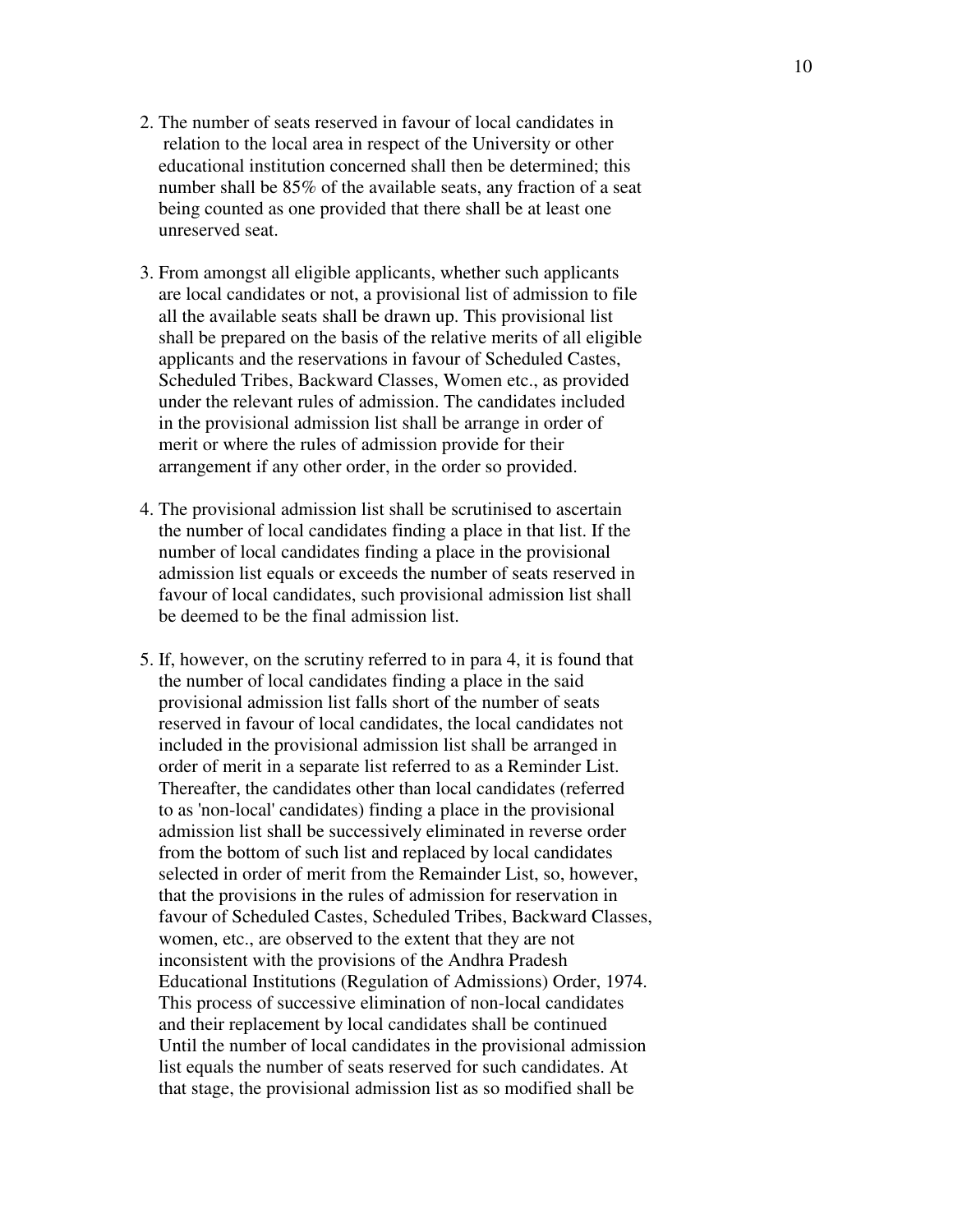2. The number of seats reserved in favour of local candidates in relation to the local area in respect of the University or other educational institution concerned shall then be determined; this number shall be 85% of the available seats, any fraction of a seat being counted as one provided that there shall be at least one unreserved seat.

3. From amongst all eligible applicants, whether such applicants are local candidates or not, a provisional list of admission to file all the available seats shall be drawn up. This provisional list shall be prepared on the basis of the relative merits of all eligible applicants and the reservations in favour of Scheduled Castes, Scheduled Tribes, Backward Classes, Women etc., as provided under the relevant rules of admission. The candidates included in the provisional admission list shall be arrange in order of merit or where the rules of admission provide for their arrangement if any other order, in the order so provided.

4. The provisional admission list shall be scrutinised to ascertain the number of local candidates finding a place in that list. If the number of local candidates finding a place in the provisional admission list equals or exceeds the number of seats reserved in favour of local candidates, such provisional admission list shall be deemed to be the final admission list.

5. If, however, on the scrutiny referred to in para 4, it is found that the number of local candidates finding a place in the said provisional admission list falls short of the number of seats reserved in favour of local candidates, the local candidates not included in the provisional admission list shall be arranged in order of merit in a separate list referred to as a Reminder List. Thereafter, the candidates other than local candidates (referred to as 'non-local' candidates) finding a place in the provisional admission list shall be successively eliminated in reverse order from the bottom of such list and replaced by local candidates selected in order of merit from the Remainder List, so, however, that the provisions in the rules of admission for reservation in favour of Scheduled Castes, Scheduled Tribes, Backward Classes, women, etc., are observed to the extent that they are not inconsistent with the provisions of the Andhra Pradesh Educational Institutions (Regulation of Admissions) Order, 1974. This process of successive elimination of non-local candidates and their replacement by local candidates shall be continued Until the number of local candidates in the provisional admission list equals the number of seats reserved for such candidates. At that stage, the provisional admission list as so modified shall be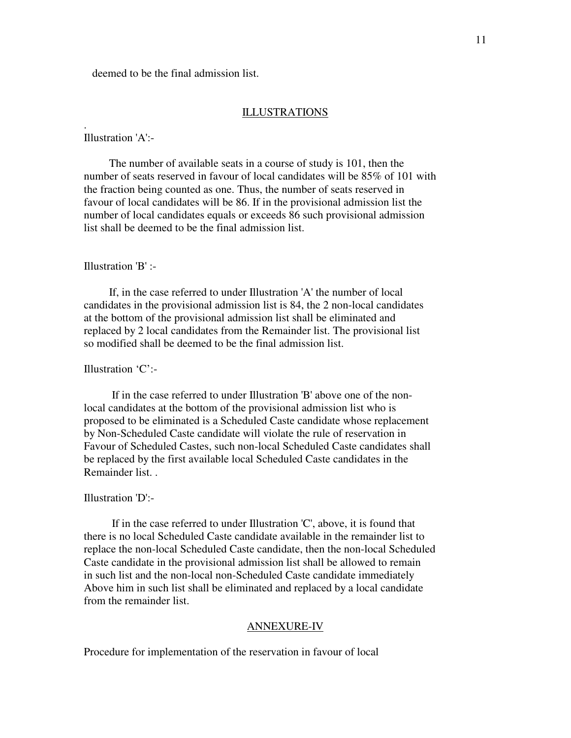deemed to be the final admission list.

## ILLUSTRATIONS

.
Illustration 'A':-

The number of available seats in a course of study is 101, then the number of seats reserved in favour of local candidates will be 85% of 101 with the fraction being counted as one. Thus, the number of seats reserved in favour of local candidates will be 86. If in the provisional admission list the number of local candidates equals or exceeds 86 such provisional admission list shall be deemed to be the final admission list.

Illustration 'B' :-

If, in the case referred to under Illustration 'A' the number of local candidates in the provisional admission list is 84, the 2 non-local candidates at the bottom of the provisional admission list shall be eliminated and replaced by 2 local candidates from the Remainder list. The provisional list so modified shall be deemed to be the final admission list.

Illustration 'C':-

If in the case referred to under Illustration 'B' above one of the non-local candidates at the bottom of the provisional admission list who is proposed to be eliminated is a Scheduled Caste candidate whose replacement by Non-Scheduled Caste candidate will violate the rule of reservation in Favour of Scheduled Castes, such non-local Scheduled Caste candidates shall be replaced by the first available local Scheduled Caste candidates in the Remainder list. .

Illustration 'D':-

If in the case referred to under Illustration 'C', above, it is found that there is no local Scheduled Caste candidate available in the remainder list to replace the non-local Scheduled Caste candidate, then the non-local Scheduled Caste candidate in the provisional admission list shall be allowed to remain in such list and the non-local non-Scheduled Caste candidate immediately Above him in such list shall be eliminated and replaced by a local candidate from the remainder list.

## ANNEXURE-IV

Procedure for implementation of the reservation in favour of local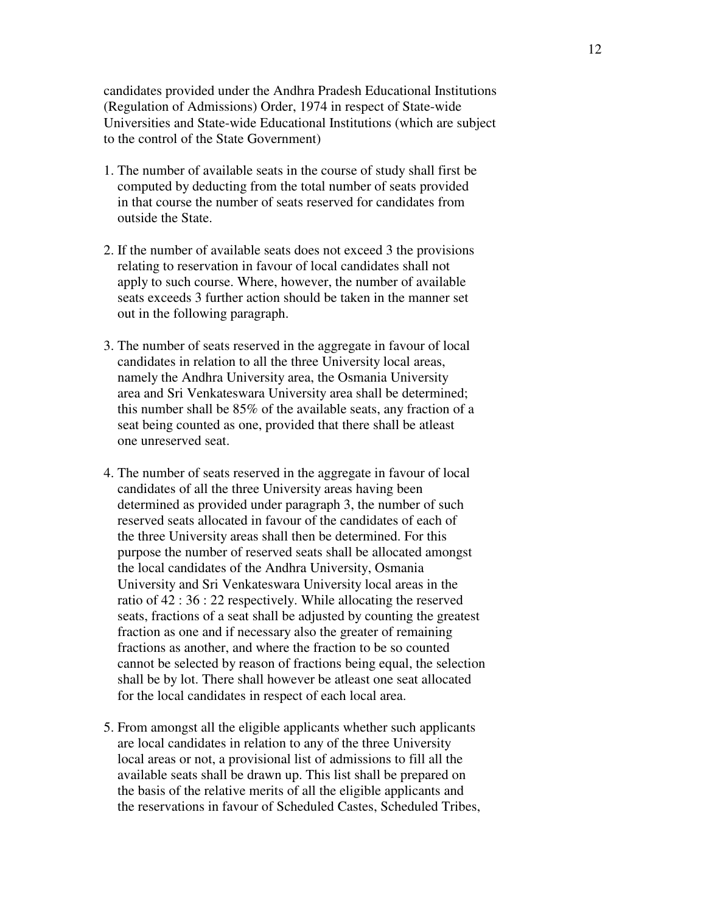candidates provided under the Andhra Pradesh Educational Institutions (Regulation of Admissions) Order, 1974 in respect of State-wide Universities and State-wide Educational Institutions (which are subject to the control of the State Government)

1. The number of available seats in the course of study shall first be computed by deducting from the total number of seats provided in that course the number of seats reserved for candidates from outside the State.

2. If the number of available seats does not exceed 3 the provisions relating to reservation in favour of local candidates shall not apply to such course. Where, however, the number of available seats exceeds 3 further action should be taken in the manner set out in the following paragraph.

3. The number of seats reserved in the aggregate in favour of local candidates in relation to all the three University local areas, namely the Andhra University area, the Osmania University area and Sri Venkateswara University area shall be determined; this number shall be 85% of the available seats, any fraction of a seat being counted as one, provided that there shall be atleast one unreserved seat.

4. The number of seats reserved in the aggregate in favour of local candidates of all the three University areas having been determined as provided under paragraph 3, the number of such reserved seats allocated in favour of the candidates of each of the three University areas shall then be determined. For this purpose the number of reserved seats shall be allocated amongst the local candidates of the Andhra University, Osmania University and Sri Venkateswara University local areas in the ratio of 42 : 36 : 22 respectively. While allocating the reserved seats, fractions of a seat shall be adjusted by counting the greatest fraction as one and if necessary also the greater of remaining fractions as another, and where the fraction to be so counted cannot be selected by reason of fractions being equal, the selection shall be by lot. There shall however be atleast one seat allocated for the local candidates in respect of each local area.

5. From amongst all the eligible applicants whether such applicants are local candidates in relation to any of the three University local areas or not, a provisional list of admissions to fill all the available seats shall be drawn up. This list shall be prepared on the basis of the relative merits of all the eligible applicants and the reservations in favour of Scheduled Castes, Scheduled Tribes,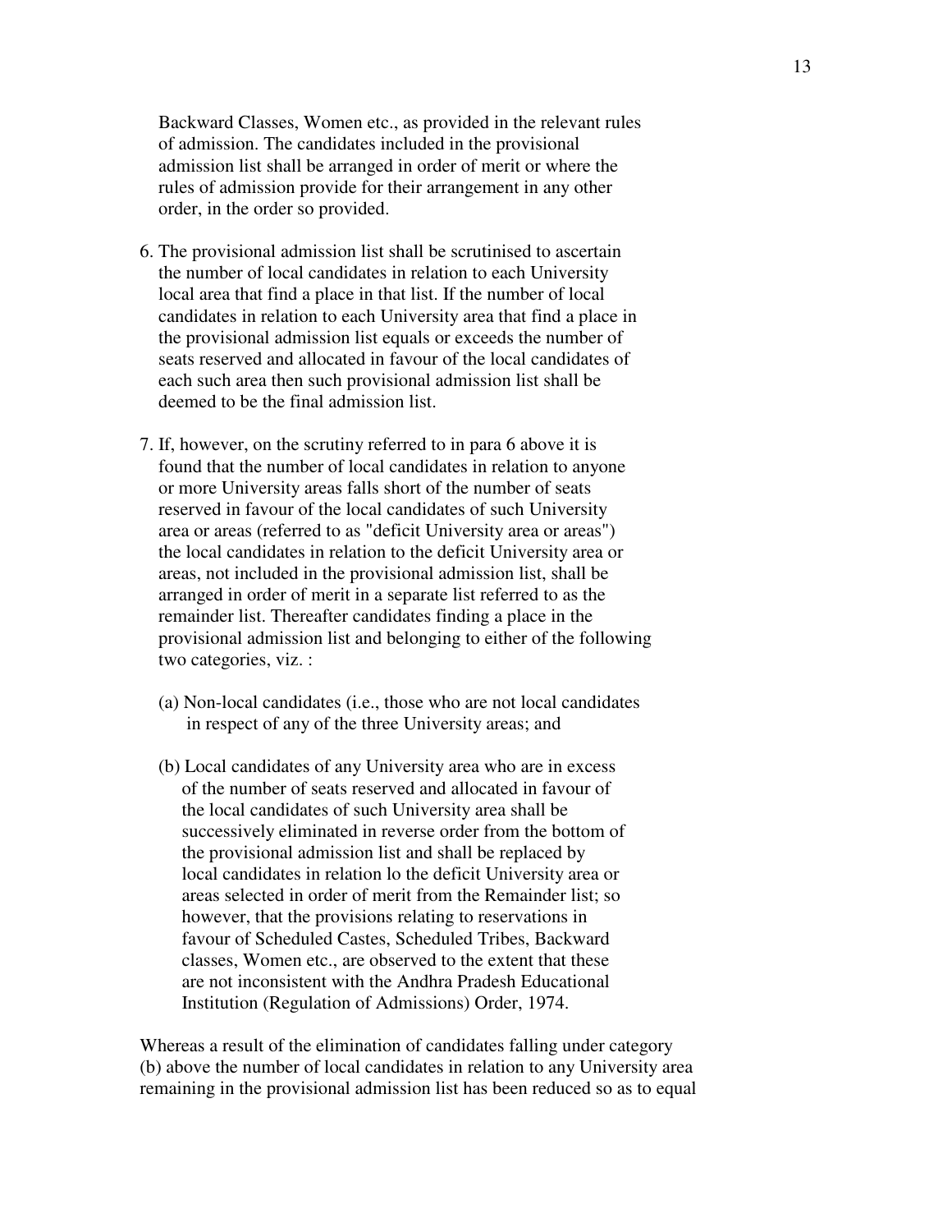Backward Classes, Women etc., as provided in the relevant rules of admission. The candidates included in the provisional admission list shall be arranged in order of merit or where the rules of admission provide for their arrangement in any other order, in the order so provided.

6. The provisional admission list shall be scrutinised to ascertain the number of local candidates in relation to each University local area that find a place in that list. If the number of local candidates in relation to each University area that find a place in the provisional admission list equals or exceeds the number of seats reserved and allocated in favour of the local candidates of each such area then such provisional admission list shall be deemed to be the final admission list.

7. If, however, on the scrutiny referred to in para 6 above it is found that the number of local candidates in relation to anyone or more University areas falls short of the number of seats reserved in favour of the local candidates of such University area or areas (referred to as "deficit University area or areas") the local candidates in relation to the deficit University area or areas, not included in the provisional admission list, shall be arranged in order of merit in a separate list referred to as the remainder list. Thereafter candidates finding a place in the provisional admission list and belonging to either of the following two categories, viz. :

   (a) Non-local candidates (i.e., those who are not local candidates in respect of any of the three University areas; and

   (b) Local candidates of any University area who are in excess of the number of seats reserved and allocated in favour of the local candidates of such University area shall be successively eliminated in reverse order from the bottom of the provisional admission list and shall be replaced by local candidates in relation lo the deficit University area or areas selected in order of merit from the Remainder list; so however, that the provisions relating to reservations in favour of Scheduled Castes, Scheduled Tribes, Backward classes, Women etc., are observed to the extent that these are not inconsistent with the Andhra Pradesh Educational Institution (Regulation of Admissions) Order, 1974.

Whereas a result of the elimination of candidates falling under category (b) above the number of local candidates in relation to any University area remaining in the provisional admission list has been reduced so as to equal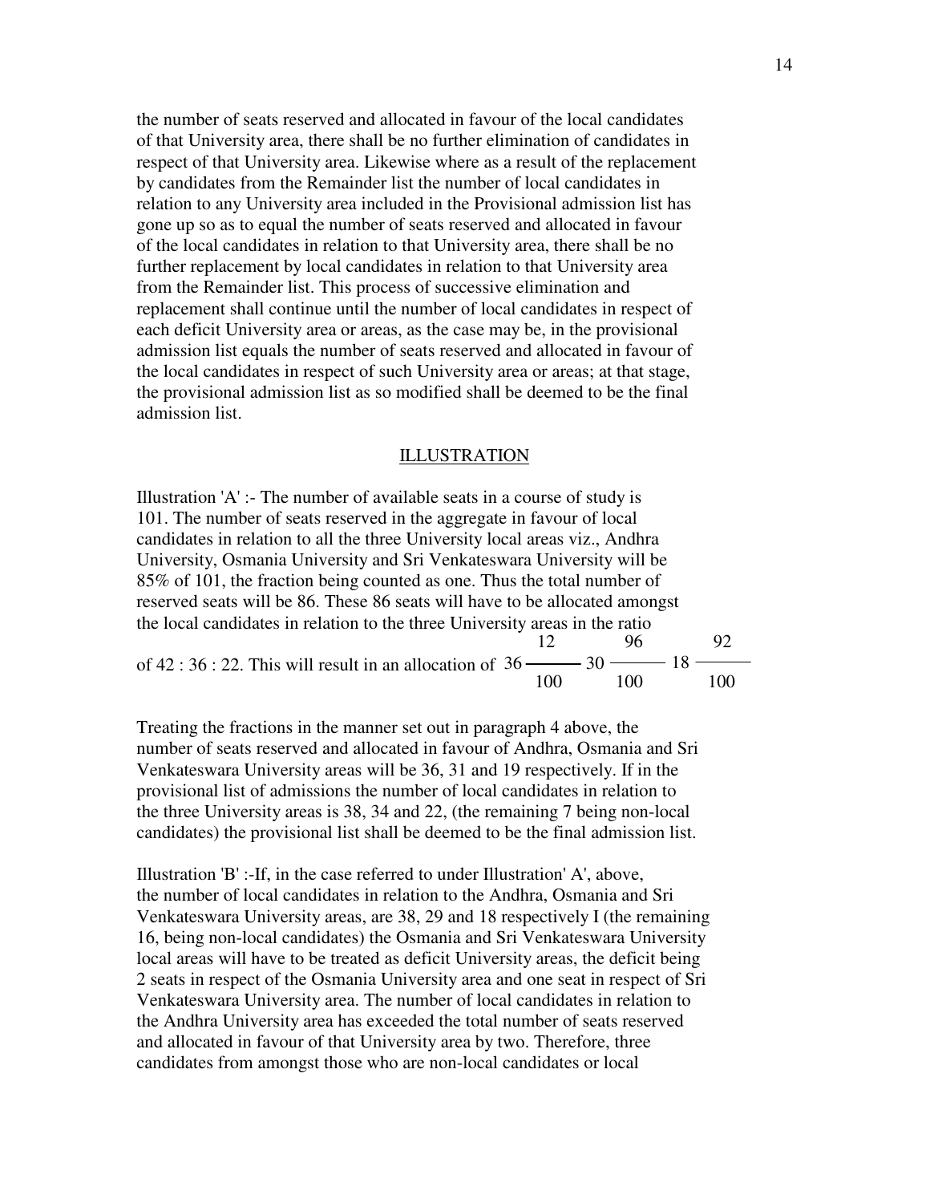the number of seats reserved and allocated in favour of the local candidates of that University area, there shall be no further elimination of candidates in respect of that University area. Likewise where as a result of the replacement by candidates from the Remainder list the number of local candidates in relation to any University area included in the Provisional admission list has gone up so as to equal the number of seats reserved and allocated in favour of the local candidates in relation to that University area, there shall be no further replacement by local candidates in relation to that University area from the Remainder list. This process of successive elimination and replacement shall continue until the number of local candidates in respect of each deficit University area or areas, as the case may be, in the provisional admission list equals the number of seats reserved and allocated in favour of the local candidates in respect of such University area or areas; at that stage, the provisional admission list as so modified shall be deemed to be the final admission list.

## ILLUSTRATION

Illustration 'A' :- The number of available seats in a course of study is 101. The number of seats reserved in the aggregate in favour of local candidates in relation to all the three University local areas viz., Andhra University, Osmania University and Sri Venkateswara University will be 85% of 101, the fraction being counted as one. Thus the total number of reserved seats will be 86. These 86 seats will have to be allocated amongst the local candidates in relation to the three University areas in the ratio of 42 : 36 : 22. This will result in an allocation of $36\frac{12}{100}$ $30\frac{96}{100}$ $18\frac{92}{100}$

Treating the fractions in the manner set out in paragraph 4 above, the number of seats reserved and allocated in favour of Andhra, Osmania and Sri Venkateswara University areas will be 36, 31 and 19 respectively. If in the provisional list of admissions the number of local candidates in relation to the three University areas is 38, 34 and 22, (the remaining 7 being non-local candidates) the provisional list shall be deemed to be the final admission list.

Illustration 'B' :-If, in the case referred to under Illustration' A', above, the number of local candidates in relation to the Andhra, Osmania and Sri Venkateswara University areas, are 38, 29 and 18 respectively I (the remaining 16, being non-local candidates) the Osmania and Sri Venkateswara University local areas will have to be treated as deficit University areas, the deficit being 2 seats in respect of the Osmania University area and one seat in respect of Sri Venkateswara University area. The number of local candidates in relation to the Andhra University area has exceeded the total number of seats reserved and allocated in favour of that University area by two. Therefore, three candidates from amongst those who are non-local candidates or local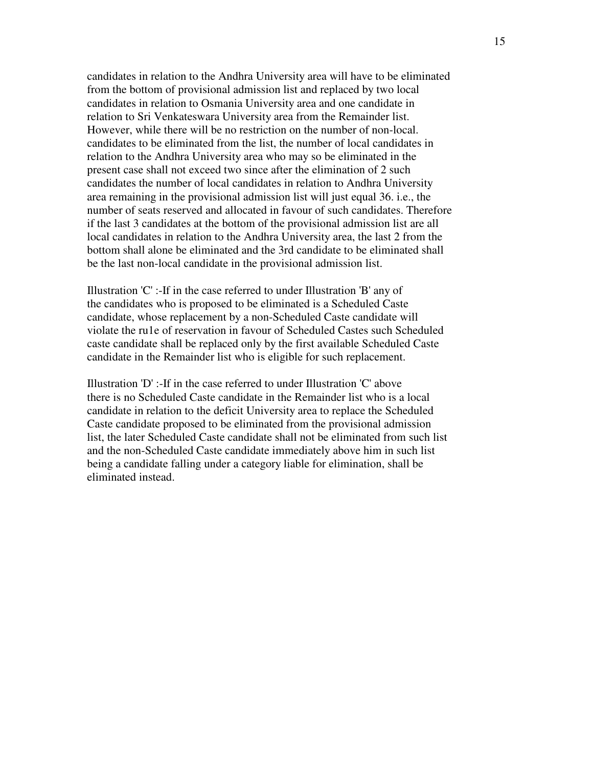candidates in relation to the Andhra University area will have to be eliminated from the bottom of provisional admission list and replaced by two local candidates in relation to Osmania University area and one candidate in relation to Sri Venkateswara University area from the Remainder list. However, while there will be no restriction on the number of non-local. candidates to be eliminated from the list, the number of local candidates in relation to the Andhra University area who may so be eliminated in the present case shall not exceed two since after the elimination of 2 such candidates the number of local candidates in relation to Andhra University area remaining in the provisional admission list will just equal 36. i.e., the number of seats reserved and allocated in favour of such candidates. Therefore if the last 3 candidates at the bottom of the provisional admission list are all local candidates in relation to the Andhra University area, the last 2 from the bottom shall alone be eliminated and the 3rd candidate to be eliminated shall be the last non-local candidate in the provisional admission list.

Illustration 'C' :-If in the case referred to under Illustration 'B' any of the candidates who is proposed to be eliminated is a Scheduled Caste candidate, whose replacement by a non-Scheduled Caste candidate will violate the ru1e of reservation in favour of Scheduled Castes such Scheduled caste candidate shall be replaced only by the first available Scheduled Caste candidate in the Remainder list who is eligible for such replacement.

Illustration 'D' :-If in the case referred to under Illustration 'C' above there is no Scheduled Caste candidate in the Remainder list who is a local candidate in relation to the deficit University area to replace the Scheduled Caste candidate proposed to be eliminated from the provisional admission list, the later Scheduled Caste candidate shall not be eliminated from such list and the non-Scheduled Caste candidate immediately above him in such list being a candidate falling under a category liable for elimination, shall be eliminated instead.